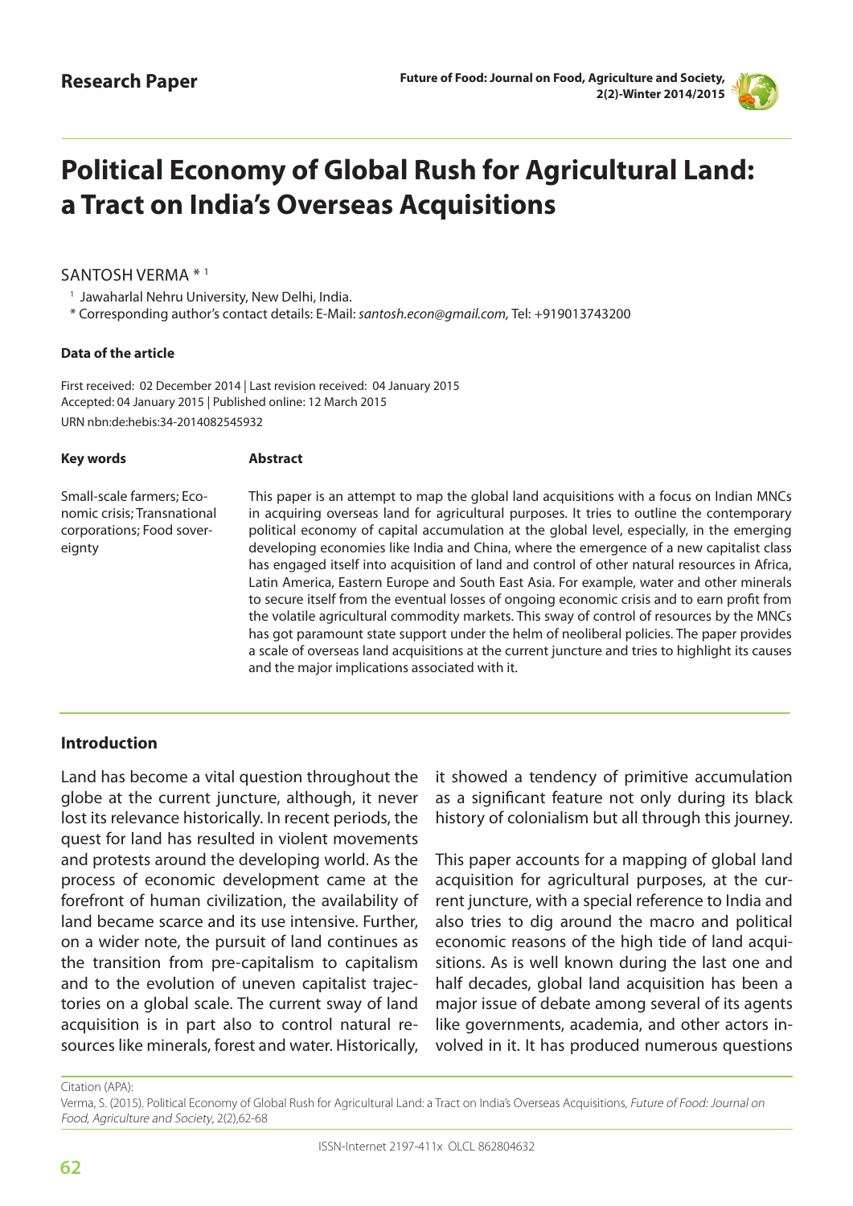**Research Paper**

# Political Economy of Global Rush for Agricultural Land: a Tract on India's Overseas Acquisitions

SANTOSH VERMA * [1]

[1] Jawaharlal Nehru University, New Delhi, India.

\* Corresponding author's contact details: E-Mail: *santosh.econ@gmail.com,* Tel: +919013743200

**Data of the article**

First received: 02 December 2014 | Last revision received: 04 January 2015
Accepted: 04 January 2015 | Published online: 12 March 2015
URN nbn:de:hebis:34-2014082545932

**Key words**

Small-scale farmers; Economic crisis; Transnational corporations; Food sovereignty

**Abstract**

This paper is an attempt to map the global land acquisitions with a focus on Indian MNCs in acquiring overseas land for agricultural purposes. It tries to outline the contemporary political economy of capital accumulation at the global level, especially, in the emerging developing economies like India and China, where the emergence of a new capitalist class has engaged itself into acquisition of land and control of other natural resources in Africa, Latin America, Eastern Europe and South East Asia. For example, water and other minerals to secure itself from the eventual losses of ongoing economic crisis and to earn profit from the volatile agricultural commodity markets. This sway of control of resources by the MNCs has got paramount state support under the helm of neoliberal policies. The paper provides a scale of overseas land acquisitions at the current juncture and tries to highlight its causes and the major implications associated with it.

## Introduction

Land has become a vital question throughout the globe at the current juncture, although, it never lost its relevance historically. In recent periods, the quest for land has resulted in violent movements and protests around the developing world. As the process of economic development came at the forefront of human civilization, the availability of land became scarce and its use intensive. Further, on a wider note, the pursuit of land continues as the transition from pre-capitalism to capitalism and to the evolution of uneven capitalist trajectories on a global scale. The current sway of land acquisition is in part also to control natural resources like minerals, forest and water. Historically, it showed a tendency of primitive accumulation as a significant feature not only during its black history of colonialism but all through this journey.

This paper accounts for a mapping of global land acquisition for agricultural purposes, at the current juncture, with a special reference to India and also tries to dig around the macro and political economic reasons of the high tide of land acquisitions. As is well known during the last one and half decades, global land acquisition has been a major issue of debate among several of its agents like governments, academia, and other actors involved in it. It has produced numerous questions

Citation (APA):
Verma, S. (2015). Political Economy of Global Rush for Agricultural Land: a Tract on India's Overseas Acquisitions, *Future of Food: Journal on Food, Agriculture and Society*, 2(2),62-68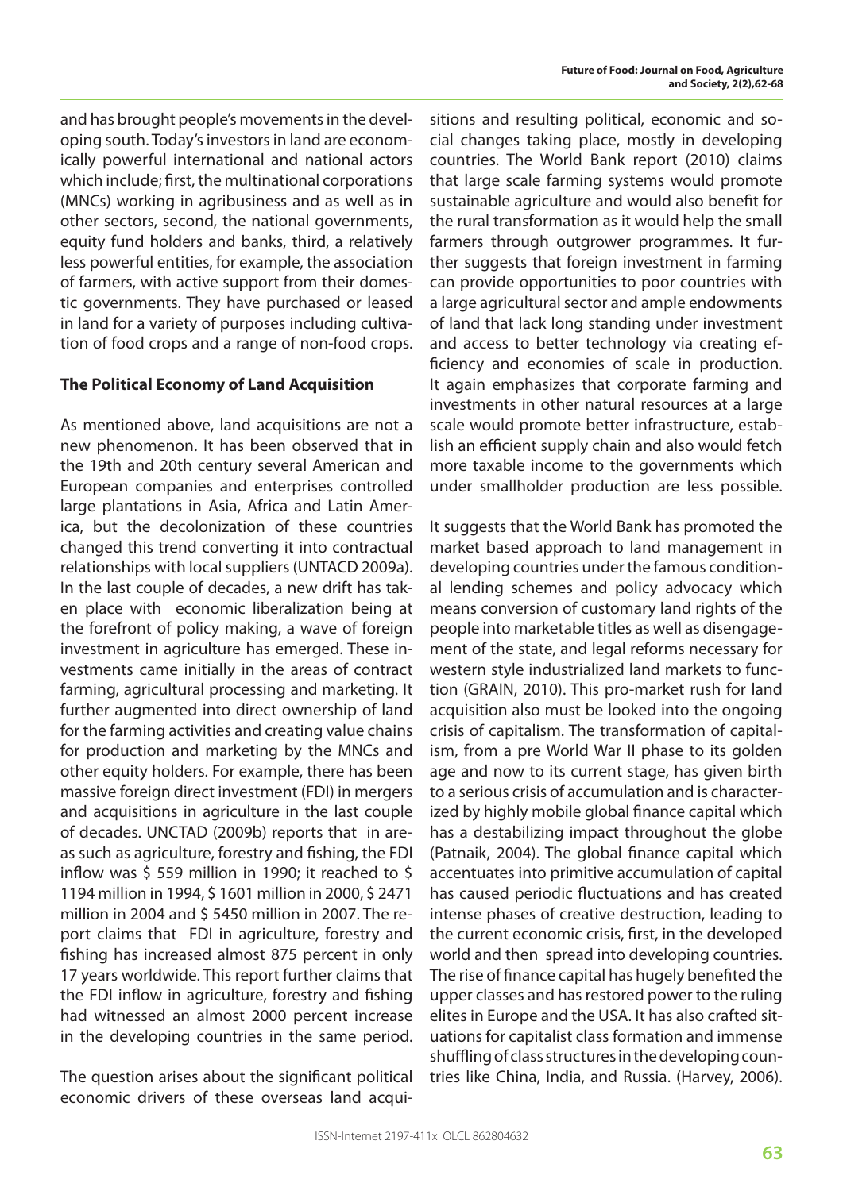and has brought people's movements in the developing south. Today's investors in land are economically powerful international and national actors which include; first, the multinational corporations (MNCs) working in agribusiness and as well as in other sectors, second, the national governments, equity fund holders and banks, third, a relatively less powerful entities, for example, the association of farmers, with active support from their domestic governments. They have purchased or leased in land for a variety of purposes including cultivation of food crops and a range of non-food crops.

**The Political Economy of Land Acquisition**

As mentioned above, land acquisitions are not a new phenomenon. It has been observed that in the 19th and 20th century several American and European companies and enterprises controlled large plantations in Asia, Africa and Latin America, but the decolonization of these countries changed this trend converting it into contractual relationships with local suppliers (UNTACD 2009a). In the last couple of decades, a new drift has taken place with economic liberalization being at the forefront of policy making, a wave of foreign investment in agriculture has emerged. These investments came initially in the areas of contract farming, agricultural processing and marketing. It further augmented into direct ownership of land for the farming activities and creating value chains for production and marketing by the MNCs and other equity holders. For example, there has been massive foreign direct investment (FDI) in mergers and acquisitions in agriculture in the last couple of decades. UNCTAD (2009b) reports that in areas such as agriculture, forestry and fishing, the FDI inflow was $ 559 million in 1990; it reached to $ 1194 million in 1994, $ 1601 million in 2000, $ 2471 million in 2004 and $ 5450 million in 2007. The report claims that FDI in agriculture, forestry and fishing has increased almost 875 percent in only 17 years worldwide. This report further claims that the FDI inflow in agriculture, forestry and fishing had witnessed an almost 2000 percent increase in the developing countries in the same period.

The question arises about the significant political economic drivers of these overseas land acquisitions and resulting political, economic and social changes taking place, mostly in developing countries. The World Bank report (2010) claims that large scale farming systems would promote sustainable agriculture and would also benefit for the rural transformation as it would help the small farmers through outgrower programmes. It further suggests that foreign investment in farming can provide opportunities to poor countries with a large agricultural sector and ample endowments of land that lack long standing under investment and access to better technology via creating efficiency and economies of scale in production. It again emphasizes that corporate farming and investments in other natural resources at a large scale would promote better infrastructure, establish an efficient supply chain and also would fetch more taxable income to the governments which under smallholder production are less possible.

It suggests that the World Bank has promoted the market based approach to land management in developing countries under the famous conditional lending schemes and policy advocacy which means conversion of customary land rights of the people into marketable titles as well as disengagement of the state, and legal reforms necessary for western style industrialized land markets to function (GRAIN, 2010). This pro-market rush for land acquisition also must be looked into the ongoing crisis of capitalism. The transformation of capitalism, from a pre World War II phase to its golden age and now to its current stage, has given birth to a serious crisis of accumulation and is characterized by highly mobile global finance capital which has a destabilizing impact throughout the globe (Patnaik, 2004). The global finance capital which accentuates into primitive accumulation of capital has caused periodic fluctuations and has created intense phases of creative destruction, leading to the current economic crisis, first, in the developed world and then spread into developing countries. The rise of finance capital has hugely benefited the upper classes and has restored power to the ruling elites in Europe and the USA. It has also crafted situations for capitalist class formation and immense shuffling of class structures in the developing countries like China, India, and Russia. (Harvey, 2006).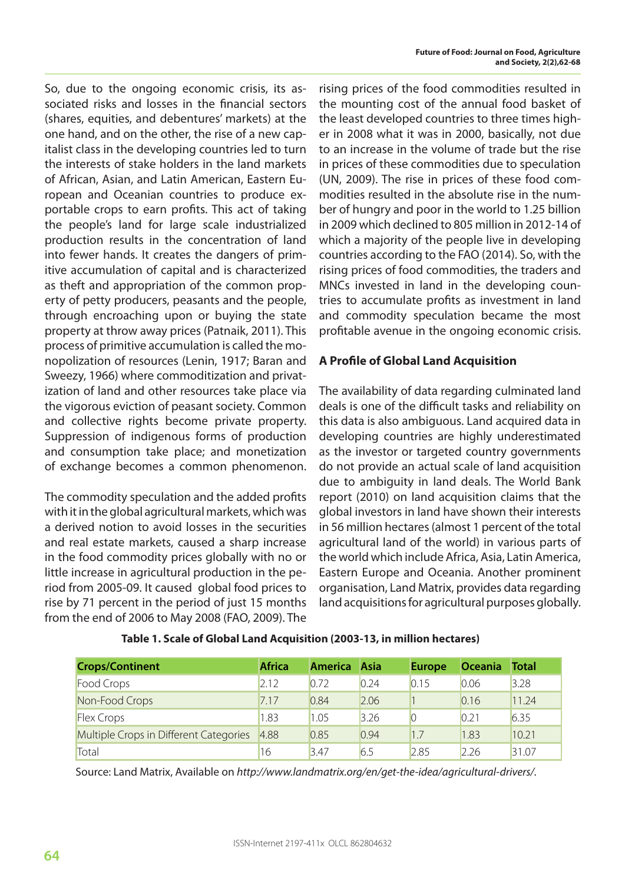So, due to the ongoing economic crisis, its associated risks and losses in the financial sectors (shares, equities, and debentures' markets) at the one hand, and on the other, the rise of a new capitalist class in the developing countries led to turn the interests of stake holders in the land markets of African, Asian, and Latin American, Eastern European and Oceanian countries to produce exportable crops to earn profits. This act of taking the people's land for large scale industrialized production results in the concentration of land into fewer hands. It creates the dangers of primitive accumulation of capital and is characterized as theft and appropriation of the common property of petty producers, peasants and the people, through encroaching upon or buying the state property at throw away prices (Patnaik, 2011). This process of primitive accumulation is called the monopolization of resources (Lenin, 1917; Baran and Sweezy, 1966) where commoditization and privatization of land and other resources take place via the vigorous eviction of peasant society. Common and collective rights become private property. Suppression of indigenous forms of production and consumption take place; and monetization of exchange becomes a common phenomenon.

The commodity speculation and the added profits with it in the global agricultural markets, which was a derived notion to avoid losses in the securities and real estate markets, caused a sharp increase in the food commodity prices globally with no or little increase in agricultural production in the period from 2005-09. It caused global food prices to rise by 71 percent in the period of just 15 months from the end of 2006 to May 2008 (FAO, 2009). The rising prices of the food commodities resulted in the mounting cost of the annual food basket of the least developed countries to three times higher in 2008 what it was in 2000, basically, not due to an increase in the volume of trade but the rise in prices of these commodities due to speculation (UN, 2009). The rise in prices of these food commodities resulted in the absolute rise in the number of hungry and poor in the world to 1.25 billion in 2009 which declined to 805 million in 2012-14 of which a majority of the people live in developing countries according to the FAO (2014). So, with the rising prices of food commodities, the traders and MNCs invested in land in the developing countries to accumulate profits as investment in land and commodity speculation became the most profitable avenue in the ongoing economic crisis.

## A Profile of Global Land Acquisition

The availability of data regarding culminated land deals is one of the difficult tasks and reliability on this data is also ambiguous. Land acquired data in developing countries are highly underestimated as the investor or targeted country governments do not provide an actual scale of land acquisition due to ambiguity in land deals. The World Bank report (2010) on land acquisition claims that the global investors in land have shown their interests in 56 million hectares (almost 1 percent of the total agricultural land of the world) in various parts of the world which include Africa, Asia, Latin America, Eastern Europe and Oceania. Another prominent organisation, Land Matrix, provides data regarding land acquisitions for agricultural purposes globally.

**Table 1. Scale of Global Land Acquisition (2003-13, in million hectares)**

| Crops/Continent | Africa | America | Asia | Europe | Oceania | Total |
|---|---|---|---|---|---|---|
| Food Crops | 2.12 | 0.72 | 0.24 | 0.15 | 0.06 | 3.28 |
| Non-Food Crops | 7.17 | 0.84 | 2.06 | 1 | 0.16 | 11.24 |
| Flex Crops | 1.83 | 1.05 | 3.26 | 0 | 0.21 | 6.35 |
| Multiple Crops in Different Categories | 4.88 | 0.85 | 0.94 | 1.7 | 1.83 | 10.21 |
| Total | 16 | 3.47 | 6.5 | 2.85 | 2.26 | 31.07 |

Source: Land Matrix, Available on *http://www.landmatrix.org/en/get-the-idea/agricultural-drivers/*.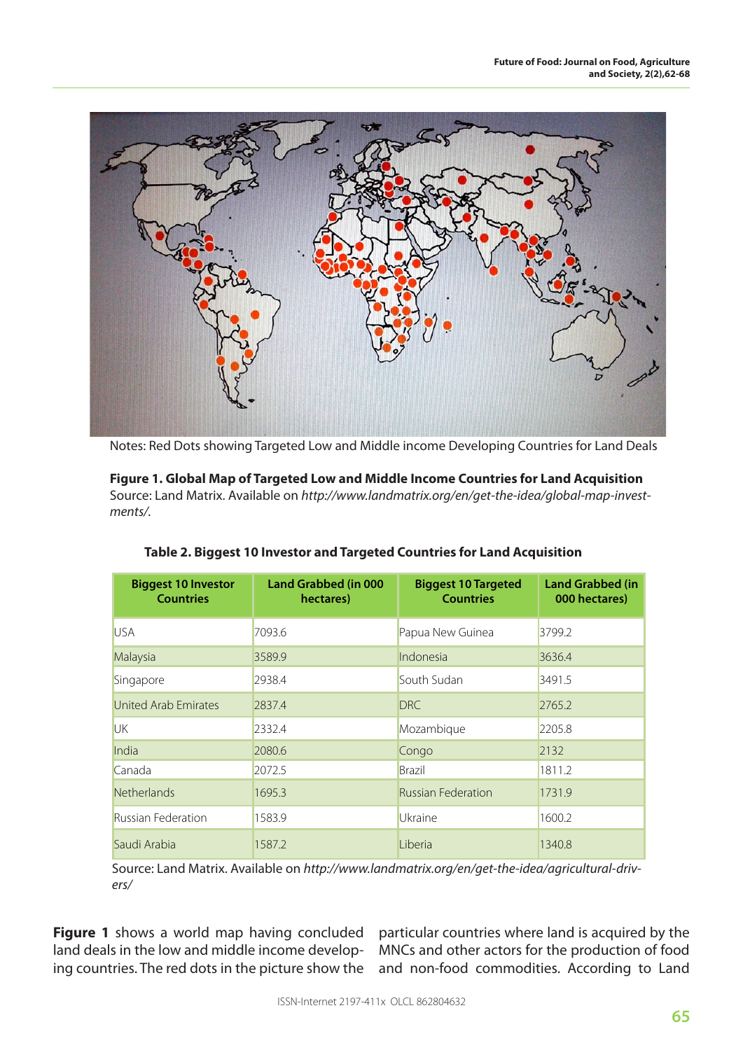Notes: Red Dots showing Targeted Low and Middle income Developing Countries for Land Deals

**Figure 1. Global Map of Targeted Low and Middle Income Countries for Land Acquisition**
Source: Land Matrix. Available on *http://www.landmatrix.org/en/get-the-idea/global-map-investments/.*

**Table 2. Biggest 10 Investor and Targeted Countries for Land Acquisition**

| Biggest 10 Investor Countries | Land Grabbed (in 000 hectares) | Biggest 10 Targeted Countries | Land Grabbed (in 000 hectares) |
|---|---|---|---|
| USA | 7093.6 | Papua New Guinea | 3799.2 |
| Malaysia | 3589.9 | Indonesia | 3636.4 |
| Singapore | 2938.4 | South Sudan | 3491.5 |
| United Arab Emirates | 2837.4 | DRC | 2765.2 |
| UK | 2332.4 | Mozambique | 2205.8 |
| India | 2080.6 | Congo | 2132 |
| Canada | 2072.5 | Brazil | 1811.2 |
| Netherlands | 1695.3 | Russian Federation | 1731.9 |
| Russian Federation | 1583.9 | Ukraine | 1600.2 |
| Saudi Arabia | 1587.2 | Liberia | 1340.8 |

Source: Land Matrix. Available on *http://www.landmatrix.org/en/get-the-idea/agricultural-drivers/*

**Figure 1** shows a world map having concluded land deals in the low and middle income developing countries. The red dots in the picture show the particular countries where land is acquired by the MNCs and other actors for the production of food and non-food commodities. According to Land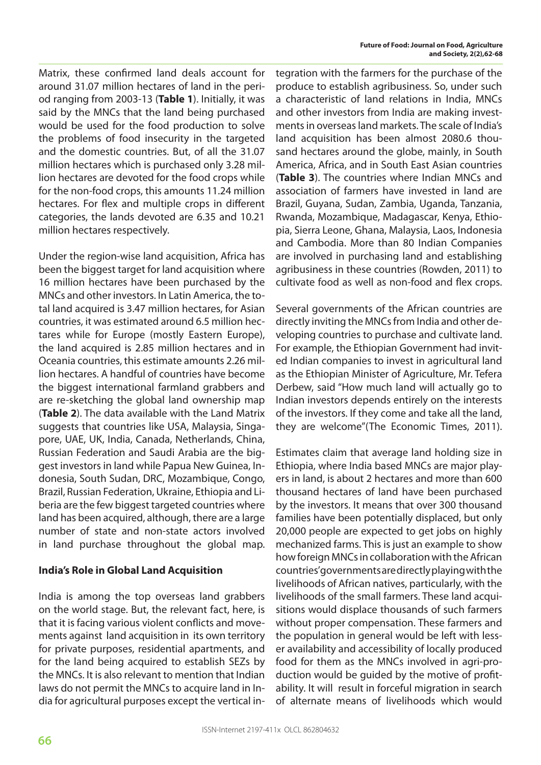Matrix, these confirmed land deals account for around 31.07 million hectares of land in the period ranging from 2003-13 (**Table 1**). Initially, it was said by the MNCs that the land being purchased would be used for the food production to solve the problems of food insecurity in the targeted and the domestic countries. But, of all the 31.07 million hectares which is purchased only 3.28 million hectares are devoted for the food crops while for the non-food crops, this amounts 11.24 million hectares. For flex and multiple crops in different categories, the lands devoted are 6.35 and 10.21 million hectares respectively.

Under the region-wise land acquisition, Africa has been the biggest target for land acquisition where 16 million hectares have been purchased by the MNCs and other investors. In Latin America, the total land acquired is 3.47 million hectares, for Asian countries, it was estimated around 6.5 million hectares while for Europe (mostly Eastern Europe), the land acquired is 2.85 million hectares and in Oceania countries, this estimate amounts 2.26 million hectares. A handful of countries have become the biggest international farmland grabbers and are re-sketching the global land ownership map (**Table 2**). The data available with the Land Matrix suggests that countries like USA, Malaysia, Singapore, UAE, UK, India, Canada, Netherlands, China, Russian Federation and Saudi Arabia are the biggest investors in land while Papua New Guinea, Indonesia, South Sudan, DRC, Mozambique, Congo, Brazil, Russian Federation, Ukraine, Ethiopia and Liberia are the few biggest targeted countries where land has been acquired, although, there are a large number of state and non-state actors involved in land purchase throughout the global map.

### India's Role in Global Land Acquisition

India is among the top overseas land grabbers on the world stage. But, the relevant fact, here, is that it is facing various violent conflicts and movements against land acquisition in its own territory for private purposes, residential apartments, and for the land being acquired to establish SEZs by the MNCs. It is also relevant to mention that Indian laws do not permit the MNCs to acquire land in India for agricultural purposes except the vertical integration with the farmers for the purchase of the produce to establish agribusiness. So, under such a characteristic of land relations in India, MNCs and other investors from India are making investments in overseas land markets. The scale of India's land acquisition has been almost 2080.6 thousand hectares around the globe, mainly, in South America, Africa, and in South East Asian countries (**Table 3**). The countries where Indian MNCs and association of farmers have invested in land are Brazil, Guyana, Sudan, Zambia, Uganda, Tanzania, Rwanda, Mozambique, Madagascar, Kenya, Ethiopia, Sierra Leone, Ghana, Malaysia, Laos, Indonesia and Cambodia. More than 80 Indian Companies are involved in purchasing land and establishing agribusiness in these countries (Rowden, 2011) to cultivate food as well as non-food and flex crops.

Several governments of the African countries are directly inviting the MNCs from India and other developing countries to purchase and cultivate land. For example, the Ethiopian Government had invited Indian companies to invest in agricultural land as the Ethiopian Minister of Agriculture, Mr. Tefera Derbew, said "How much land will actually go to Indian investors depends entirely on the interests of the investors. If they come and take all the land, they are welcome"(The Economic Times, 2011).

Estimates claim that average land holding size in Ethiopia, where India based MNCs are major players in land, is about 2 hectares and more than 600 thousand hectares of land have been purchased by the investors. It means that over 300 thousand families have been potentially displaced, but only 20,000 people are expected to get jobs on highly mechanized farms. This is just an example to show how foreign MNCs in collaboration with the African countries' governments are directly playing with the livelihoods of African natives, particularly, with the livelihoods of the small farmers. These land acquisitions would displace thousands of such farmers without proper compensation. These farmers and the population in general would be left with lesser availability and accessibility of locally produced food for them as the MNCs involved in agri-production would be guided by the motive of profitability. It will result in forceful migration in search of alternate means of livelihoods which would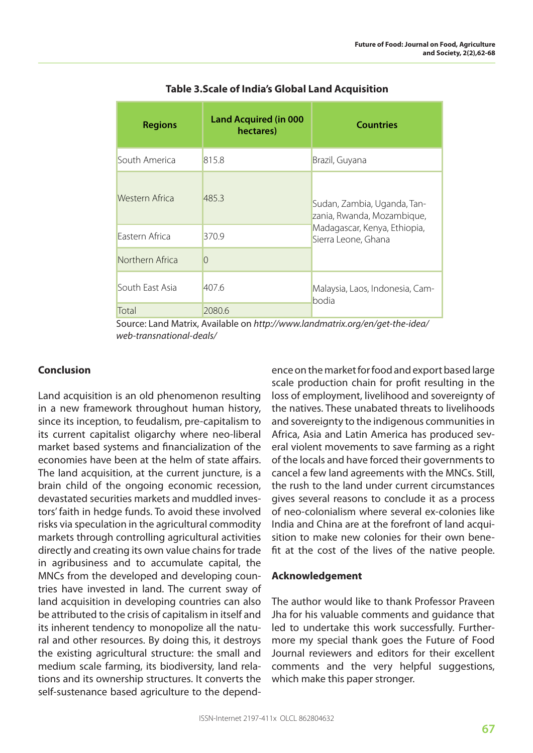**Table 3.Scale of India's Global Land Acquisition**

| Regions | Land Acquired (in 000 hectares) | Countries |
|---|---|---|
| South America | 815.8 | Brazil, Guyana |
| Western Africa | 485.3 | Sudan, Zambia, Uganda, Tanzania, Rwanda, Mozambique, Madagascar, Kenya, Ethiopia, Sierra Leone, Ghana |
| Eastern Africa | 370.9 | |
| Northern Africa | 0 | |
| South East Asia | 407.6 | Malaysia, Laos, Indonesia, Cambodia |
| Total | 2080.6 | |

Source: Land Matrix, Available on *http://www.landmatrix.org/en/get-the-idea/web-transnational-deals/*

## Conclusion

Land acquisition is an old phenomenon resulting in a new framework throughout human history, since its inception, to feudalism, pre-capitalism to its current capitalist oligarchy where neo-liberal market based systems and financialization of the economies have been at the helm of state affairs. The land acquisition, at the current juncture, is a brain child of the ongoing economic recession, devastated securities markets and muddled investors' faith in hedge funds. To avoid these involved risks via speculation in the agricultural commodity markets through controlling agricultural activities directly and creating its own value chains for trade in agribusiness and to accumulate capital, the MNCs from the developed and developing countries have invested in land. The current sway of land acquisition in developing countries can also be attributed to the crisis of capitalism in itself and its inherent tendency to monopolize all the natural and other resources. By doing this, it destroys the existing agricultural structure: the small and medium scale farming, its biodiversity, land relations and its ownership structures. It converts the self-sustenance based agriculture to the dependence on the market for food and export based large scale production chain for profit resulting in the loss of employment, livelihood and sovereignty of the natives. These unabated threats to livelihoods and sovereignty to the indigenous communities in Africa, Asia and Latin America has produced several violent movements to save farming as a right of the locals and have forced their governments to cancel a few land agreements with the MNCs. Still, the rush to the land under current circumstances gives several reasons to conclude it as a process of neo-colonialism where several ex-colonies like India and China are at the forefront of land acquisition to make new colonies for their own benefit at the cost of the lives of the native people.

## Acknowledgement

The author would like to thank Professor Praveen Jha for his valuable comments and guidance that led to undertake this work successfully. Furthermore my special thank goes the Future of Food Journal reviewers and editors for their excellent comments and the very helpful suggestions, which make this paper stronger.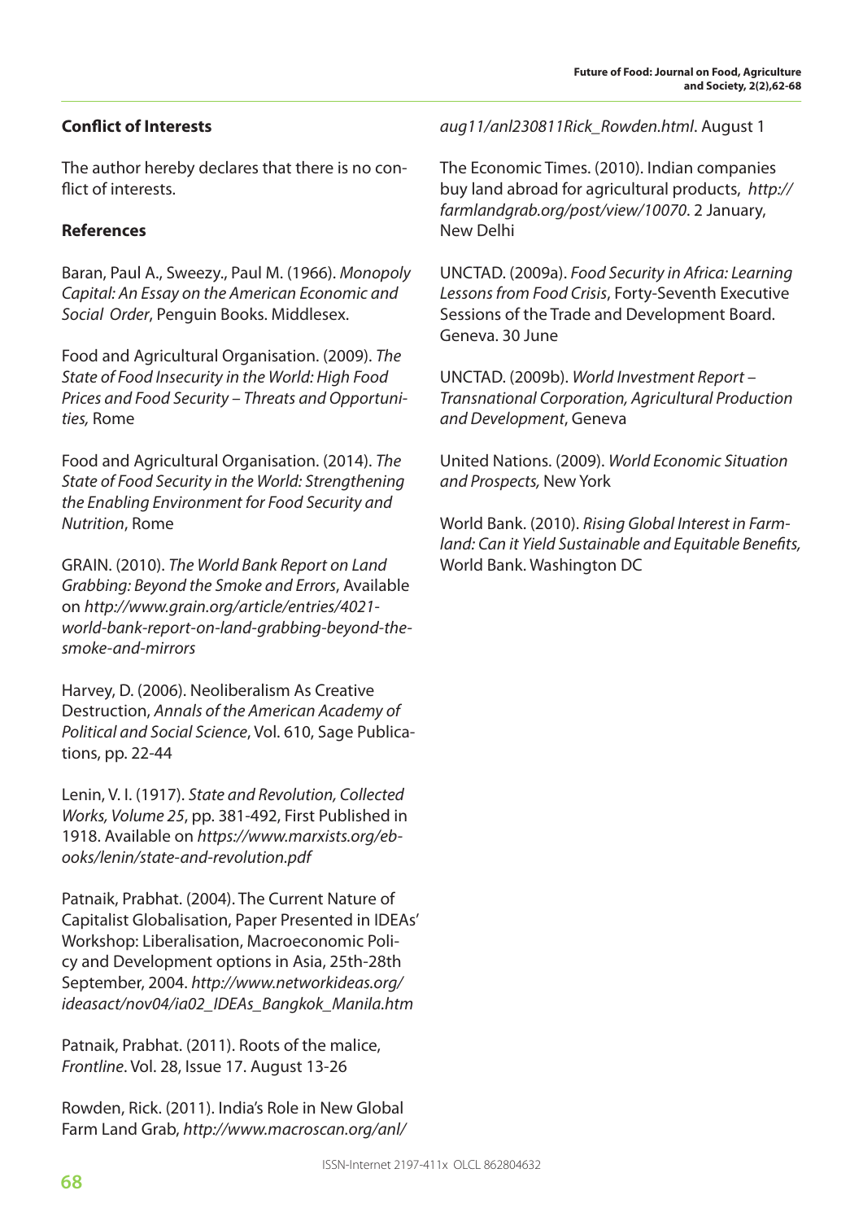### Conflict of Interests

The author hereby declares that there is no conflict of interests.

### References

Baran, Paul A., Sweezy., Paul M. (1966). *Monopoly Capital: An Essay on the American Economic and Social Order*, Penguin Books. Middlesex.

Food and Agricultural Organisation. (2009). *The State of Food Insecurity in the World: High Food Prices and Food Security – Threats and Opportunities,* Rome

Food and Agricultural Organisation. (2014). *The State of Food Security in the World: Strengthening the Enabling Environment for Food Security and Nutrition*, Rome

GRAIN. (2010). *The World Bank Report on Land Grabbing: Beyond the Smoke and Errors*, Available on *http://www.grain.org/article/entries/4021-world-bank-report-on-land-grabbing-beyond-the-smoke-and-mirrors*

Harvey, D. (2006). Neoliberalism As Creative Destruction, *Annals of the American Academy of Political and Social Science*, Vol. 610, Sage Publications, pp. 22-44

Lenin, V. I. (1917). *State and Revolution, Collected Works, Volume 25*, pp. 381-492, First Published in 1918. Available on *https://www.marxists.org/ebooks/lenin/state-and-revolution.pdf*

Patnaik, Prabhat. (2004). The Current Nature of Capitalist Globalisation, Paper Presented in IDEAs' Workshop: Liberalisation, Macroeconomic Policy and Development options in Asia, 25th-28th September, 2004. *http://www.networkideas.org/ideasact/nov04/ia02_IDEAs_Bangkok_Manila.htm*

Patnaik, Prabhat. (2011). Roots of the malice, *Frontline*. Vol. 28, Issue 17. August 13-26

Rowden, Rick. (2011). India's Role in New Global Farm Land Grab, *http://www.macroscan.org/anl/aug11/anl230811Rick_Rowden.html*. August 1

The Economic Times. (2010). Indian companies buy land abroad for agricultural products, *http://farmlandgrab.org/post/view/10070*. 2 January, New Delhi

UNCTAD. (2009a). *Food Security in Africa: Learning Lessons from Food Crisis*, Forty-Seventh Executive Sessions of the Trade and Development Board. Geneva. 30 June

UNCTAD. (2009b). *World Investment Report – Transnational Corporation, Agricultural Production and Development*, Geneva

United Nations. (2009). *World Economic Situation and Prospects,* New York

World Bank. (2010). *Rising Global Interest in Farmland: Can it Yield Sustainable and Equitable Benefits,* World Bank. Washington DC